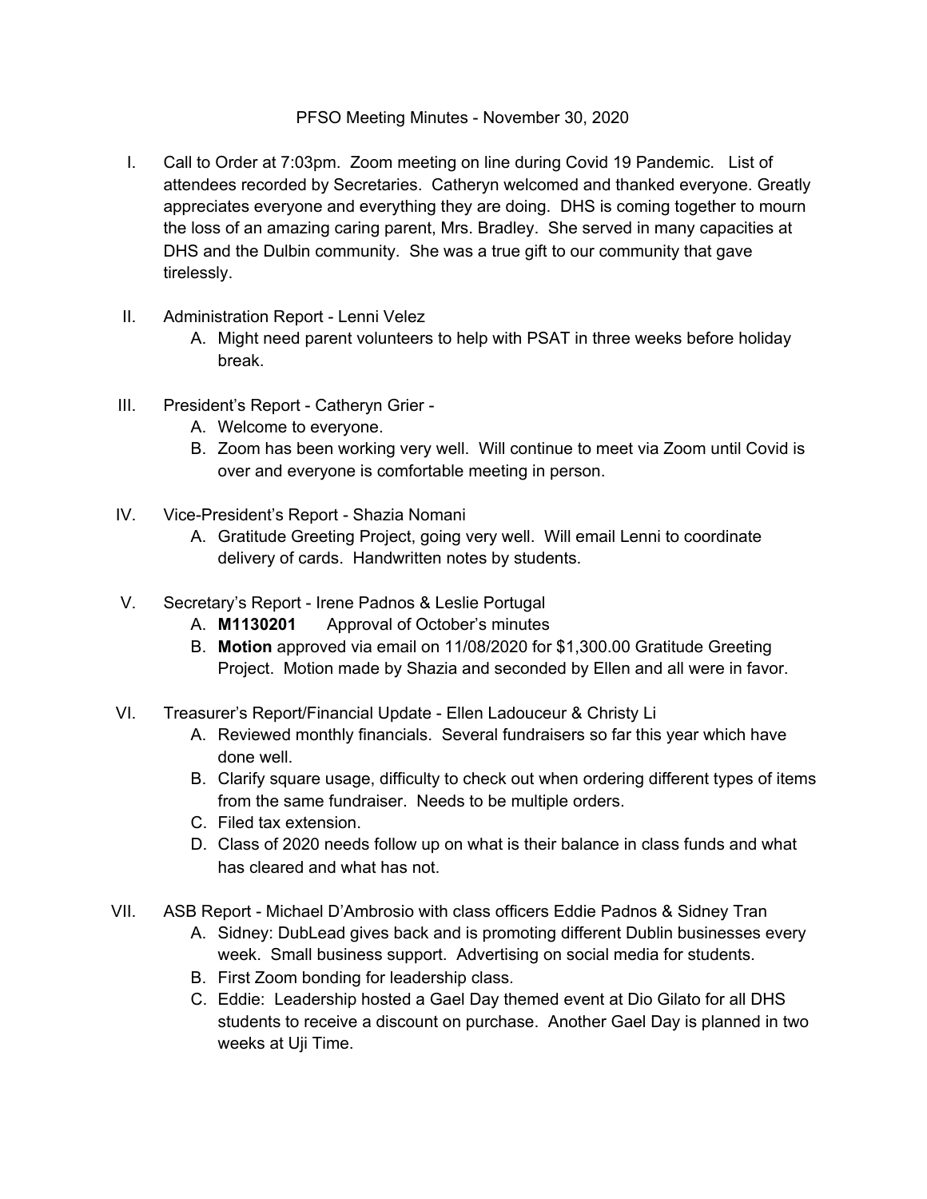# PFSO Meeting Minutes - November 30, 2020

I. Call to Order at 7:03pm. Zoom meeting on line during Covid 19 Pandemic. List of attendees recorded by Secretaries. Catheryn welcomed and thanked everyone. Greatly appreciates everyone and everything they are doing. DHS is coming together to mourn the loss of an amazing caring parent, Mrs. Bradley. She served in many capacities at DHS and the Dulbin community. She was a true gift to our community that gave tirelessly.

II. Administration Report - Lenni Velez
   A. Might need parent volunteers to help with PSAT in three weeks before holiday break.

III. President's Report - Catheryn Grier -
   A. Welcome to everyone.
   B. Zoom has been working very well. Will continue to meet via Zoom until Covid is over and everyone is comfortable meeting in person.

IV. Vice-President's Report - Shazia Nomani
   A. Gratitude Greeting Project, going very well. Will email Lenni to coordinate delivery of cards. Handwritten notes by students.

V. Secretary's Report - Irene Padnos & Leslie Portugal
   A. **M1130201** Approval of October's minutes
   B. **Motion** approved via email on 11/08/2020 for $1,300.00 Gratitude Greeting Project. Motion made by Shazia and seconded by Ellen and all were in favor.

VI. Treasurer's Report/Financial Update - Ellen Ladouceur & Christy Li
   A. Reviewed monthly financials. Several fundraisers so far this year which have done well.
   B. Clarify square usage, difficulty to check out when ordering different types of items from the same fundraiser. Needs to be multiple orders.
   C. Filed tax extension.
   D. Class of 2020 needs follow up on what is their balance in class funds and what has cleared and what has not.

VII. ASB Report - Michael D'Ambrosio with class officers Eddie Padnos & Sidney Tran
   A. Sidney: DubLead gives back and is promoting different Dublin businesses every week. Small business support. Advertising on social media for students.
   B. First Zoom bonding for leadership class.
   C. Eddie: Leadership hosted a Gael Day themed event at Dio Gilato for all DHS students to receive a discount on purchase. Another Gael Day is planned in two weeks at Uji Time.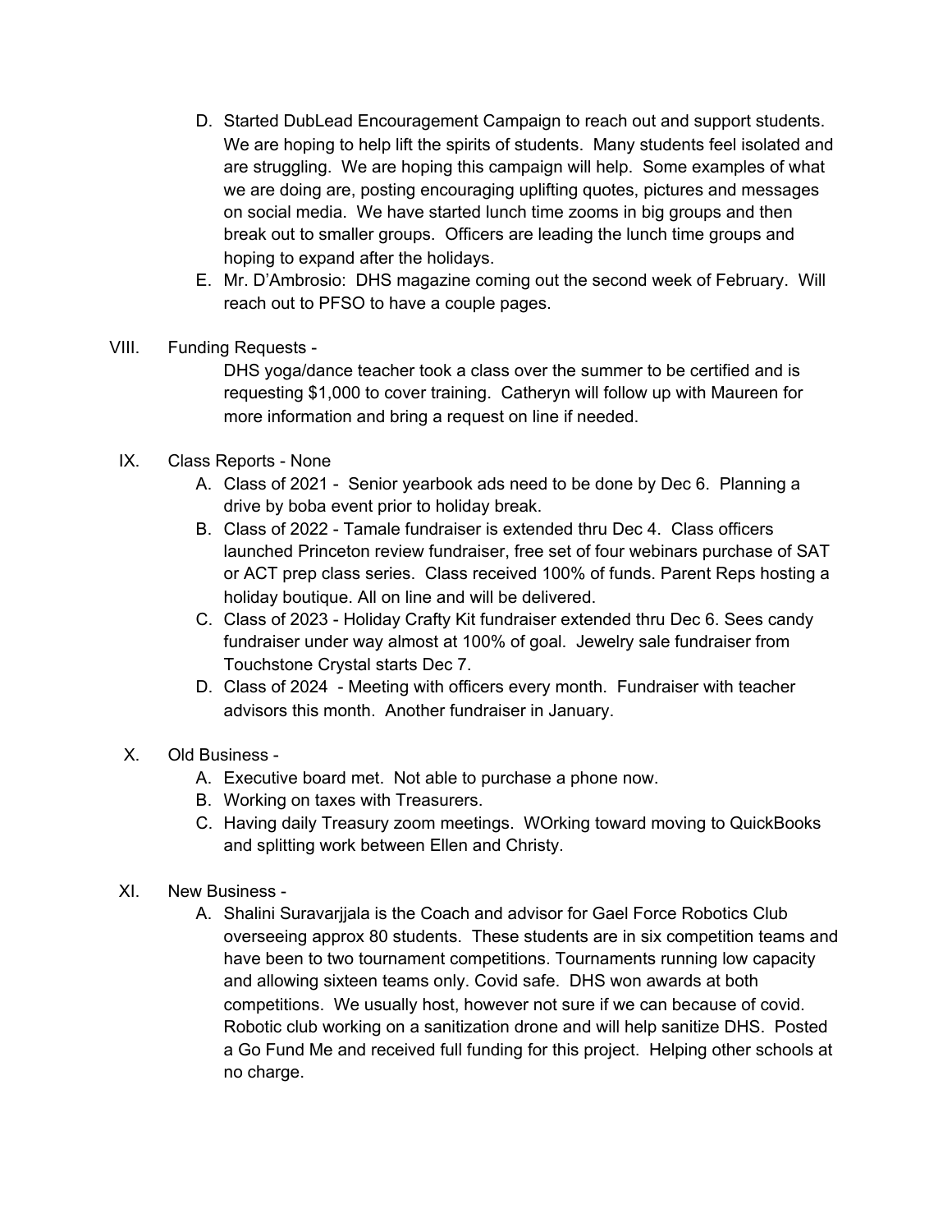D. Started DubLead Encouragement Campaign to reach out and support students. We are hoping to help lift the spirits of students. Many students feel isolated and are struggling. We are hoping this campaign will help. Some examples of what we are doing are, posting encouraging uplifting quotes, pictures and messages on social media. We have started lunch time zooms in big groups and then break out to smaller groups. Officers are leading the lunch time groups and hoping to expand after the holidays.

E. Mr. D'Ambrosio: DHS magazine coming out the second week of February. Will reach out to PFSO to have a couple pages.

VIII. Funding Requests -

DHS yoga/dance teacher took a class over the summer to be certified and is requesting $1,000 to cover training. Catheryn will follow up with Maureen for more information and bring a request on line if needed.

IX. Class Reports - None

A. Class of 2021 - Senior yearbook ads need to be done by Dec 6. Planning a drive by boba event prior to holiday break.

B. Class of 2022 - Tamale fundraiser is extended thru Dec 4. Class officers launched Princeton review fundraiser, free set of four webinars purchase of SAT or ACT prep class series. Class received 100% of funds. Parent Reps hosting a holiday boutique. All on line and will be delivered.

C. Class of 2023 - Holiday Crafty Kit fundraiser extended thru Dec 6. Sees candy fundraiser under way almost at 100% of goal. Jewelry sale fundraiser from Touchstone Crystal starts Dec 7.

D. Class of 2024 - Meeting with officers every month. Fundraiser with teacher advisors this month. Another fundraiser in January.

X. Old Business -

A. Executive board met. Not able to purchase a phone now.

B. Working on taxes with Treasurers.

C. Having daily Treasury zoom meetings. WOrking toward moving to QuickBooks and splitting work between Ellen and Christy.

XI. New Business -

A. Shalini Suravarjjala is the Coach and advisor for Gael Force Robotics Club overseeing approx 80 students. These students are in six competition teams and have been to two tournament competitions. Tournaments running low capacity and allowing sixteen teams only. Covid safe. DHS won awards at both competitions. We usually host, however not sure if we can because of covid. Robotic club working on a sanitization drone and will help sanitize DHS. Posted a Go Fund Me and received full funding for this project. Helping other schools at no charge.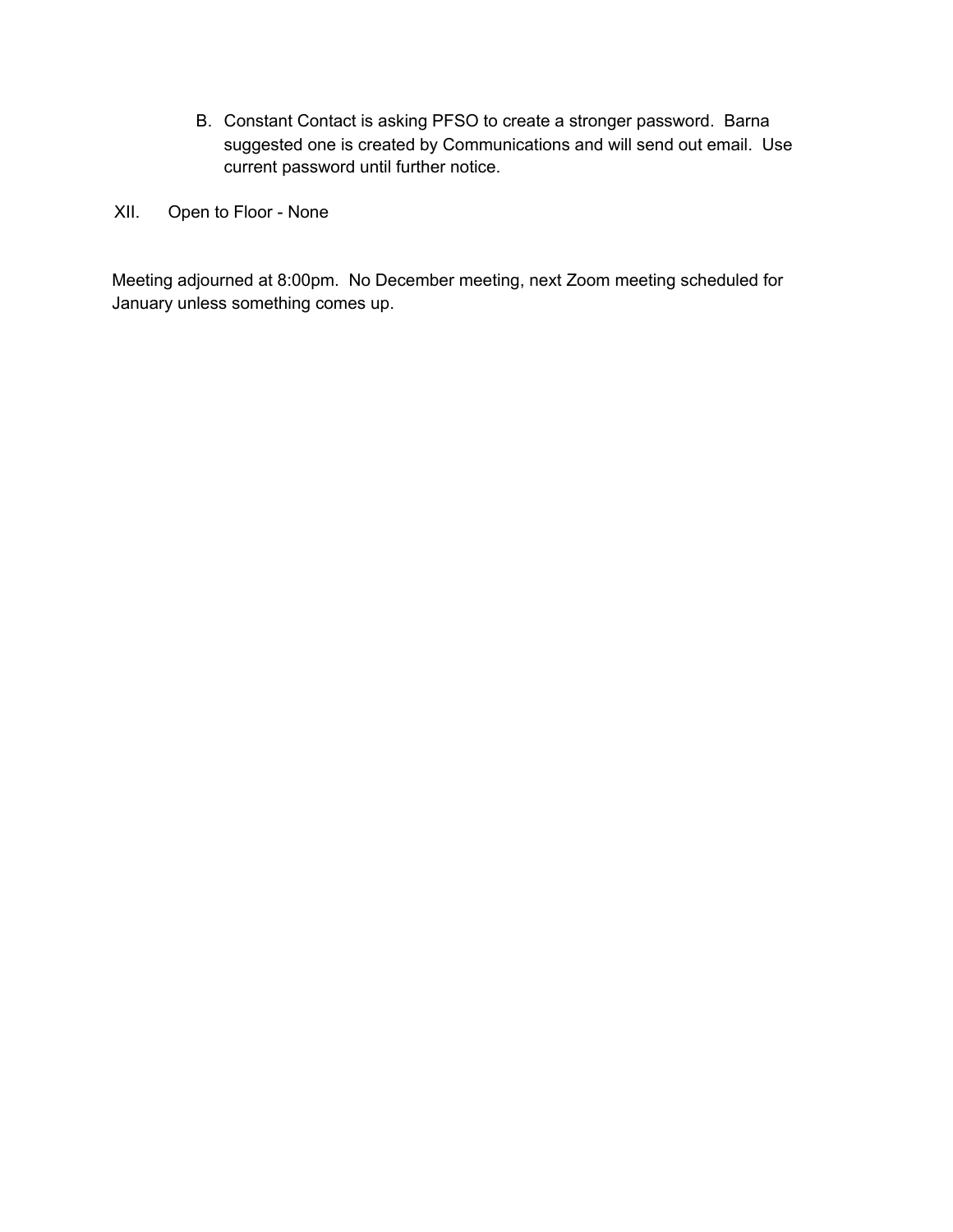B. Constant Contact is asking PFSO to create a stronger password. Barna suggested one is created by Communications and will send out email. Use current password until further notice.

XII. Open to Floor - None

Meeting adjourned at 8:00pm. No December meeting, next Zoom meeting scheduled for January unless something comes up.